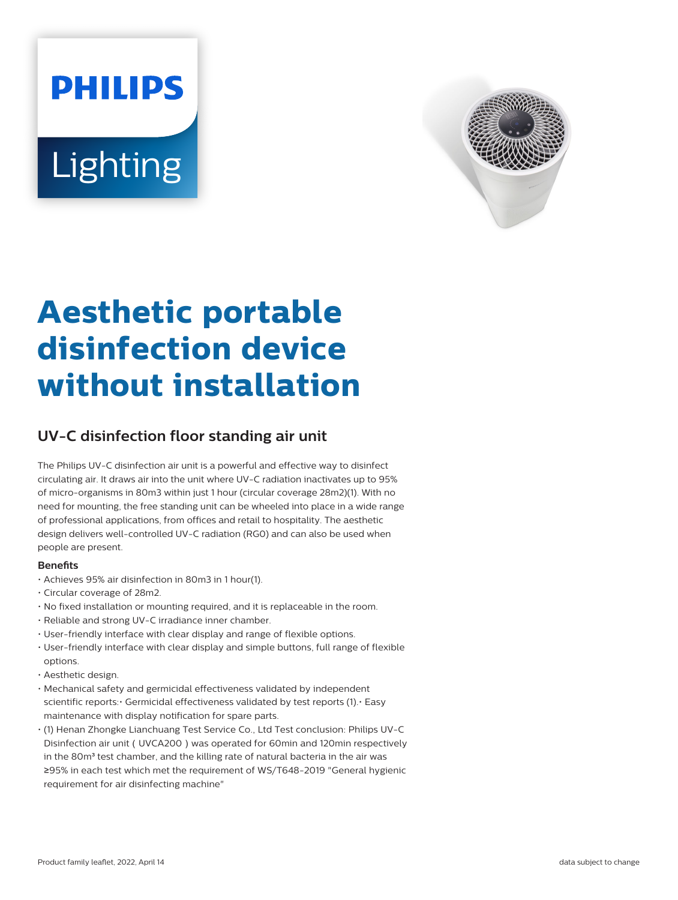PHILIPS

Lighting

# Aesthetic portable disinfection device without installation

## UV-C disinfection floor standing air unit

The Philips UV-C disinfection air unit is a powerful and effective way to disinfect circulating air. It draws air into the unit where UV-C radiation inactivates up to 95% of micro-organisms in 80m3 within just 1 hour (circular coverage 28m2)(1). With no need for mounting, the free standing unit can be wheeled into place in a wide range of professional applications, from offices and retail to hospitality. The aesthetic design delivers well-controlled UV-C radiation (RG0) and can also be used when people are present.

**Benefits**

- Achieves 95% air disinfection in 80m3 in 1 hour(1).
- Circular coverage of 28m2.
- No fixed installation or mounting required, and it is replaceable in the room.
- Reliable and strong UV-C irradiance inner chamber.
- User-friendly interface with clear display and range of flexible options.
- User-friendly interface with clear display and simple buttons, full range of flexible options.
- Aesthetic design.
- Mechanical safety and germicidal effectiveness validated by independent scientific reports:• Germicidal effectiveness validated by test reports (1).• Easy maintenance with display notification for spare parts.
- (1) Henan Zhongke Lianchuang Test Service Co., Ltd Test conclusion: Philips UV-C Disinfection air unit ( UVCA200 ) was operated for 60min and 120min respectively in the 80m³ test chamber, and the killing rate of natural bacteria in the air was ≥95% in each test which met the requirement of WS/T648-2019 "General hygienic requirement for air disinfecting machine"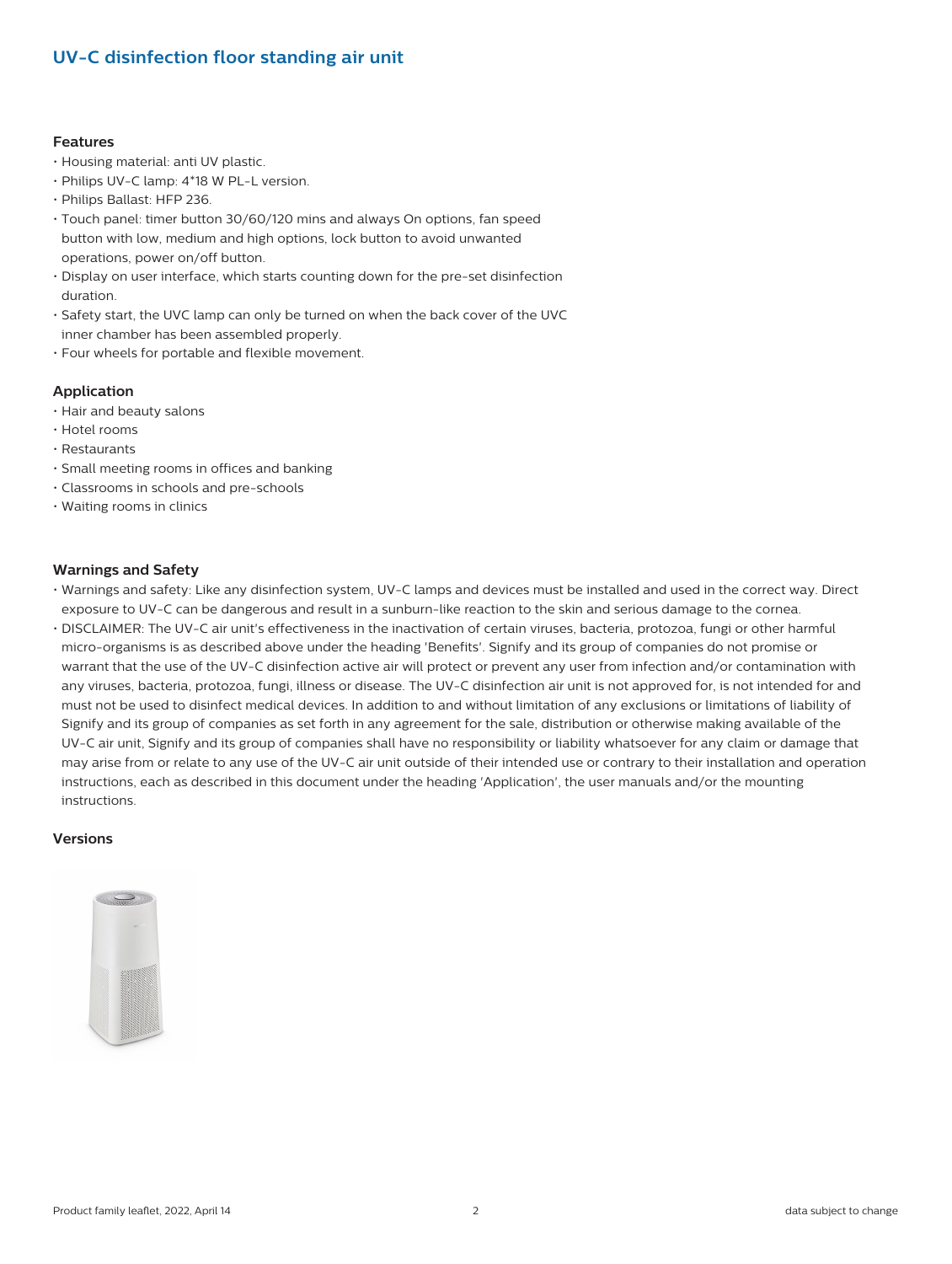## UV-C disinfection floor standing air unit

### Features

- Housing material: anti UV plastic.
- Philips UV-C lamp: 4*18 W PL-L version.
- Philips Ballast: HFP 236.
- Touch panel: timer button 30/60/120 mins and always On options, fan speed button with low, medium and high options, lock button to avoid unwanted operations, power on/off button.
- Display on user interface, which starts counting down for the pre-set disinfection duration.
- Safety start, the UVC lamp can only be turned on when the back cover of the UVC inner chamber has been assembled properly.
- Four wheels for portable and flexible movement.

### Application

- Hair and beauty salons
- Hotel rooms
- Restaurants
- Small meeting rooms in offices and banking
- Classrooms in schools and pre-schools
- Waiting rooms in clinics

### Warnings and Safety

- Warnings and safety: Like any disinfection system, UV-C lamps and devices must be installed and used in the correct way. Direct exposure to UV-C can be dangerous and result in a sunburn-like reaction to the skin and serious damage to the cornea.
- DISCLAIMER: The UV-C air unit's effectiveness in the inactivation of certain viruses, bacteria, protozoa, fungi or other harmful micro-organisms is as described above under the heading 'Benefits'. Signify and its group of companies do not promise or warrant that the use of the UV-C disinfection active air will protect or prevent any user from infection and/or contamination with any viruses, bacteria, protozoa, fungi, illness or disease. The UV-C disinfection air unit is not approved for, is not intended for and must not be used to disinfect medical devices. In addition to and without limitation of any exclusions or limitations of liability of Signify and its group of companies as set forth in any agreement for the sale, distribution or otherwise making available of the UV-C air unit, Signify and its group of companies shall have no responsibility or liability whatsoever for any claim or damage that may arise from or relate to any use of the UV-C air unit outside of their intended use or contrary to their installation and operation instructions, each as described in this document under the heading 'Application', the user manuals and/or the mounting instructions.

### Versions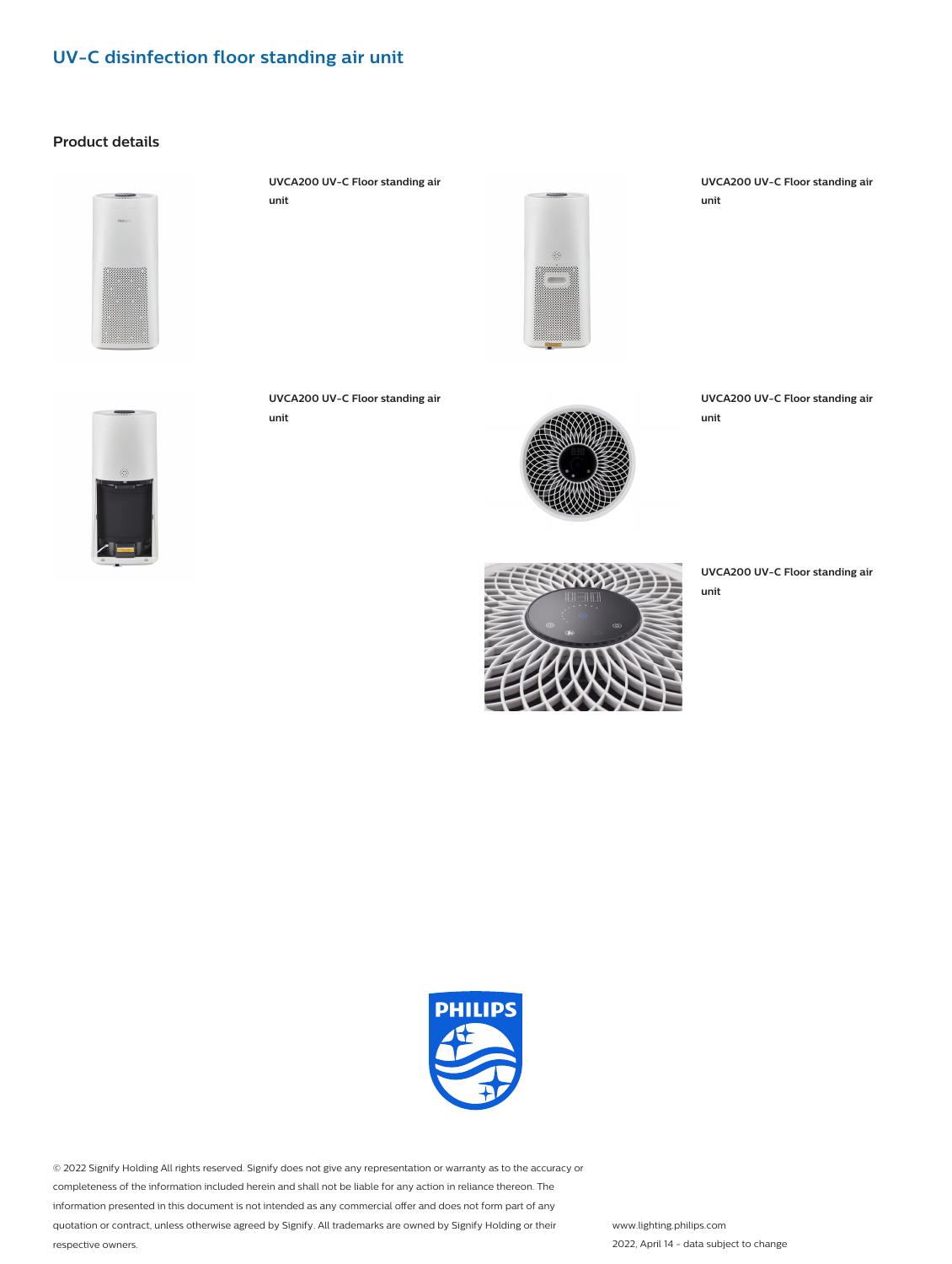## UV-C disinfection floor standing air unit

### Product details

**UVCA200 UV-C Floor standing air unit**

**UVCA200 UV-C Floor standing air unit**

**UVCA200 UV-C Floor standing air unit**

**UVCA200 UV-C Floor standing air unit**

**UVCA200 UV-C Floor standing air unit**

© 2022 Signify Holding All rights reserved. Signify does not give any representation or warranty as to the accuracy or completeness of the information included herein and shall not be liable for any action in reliance thereon. The information presented in this document is not intended as any commercial offer and does not form part of any quotation or contract, unless otherwise agreed by Signify. All trademarks are owned by Signify Holding or their respective owners.

www.lighting.philips.com

2022, April 14 - data subject to change